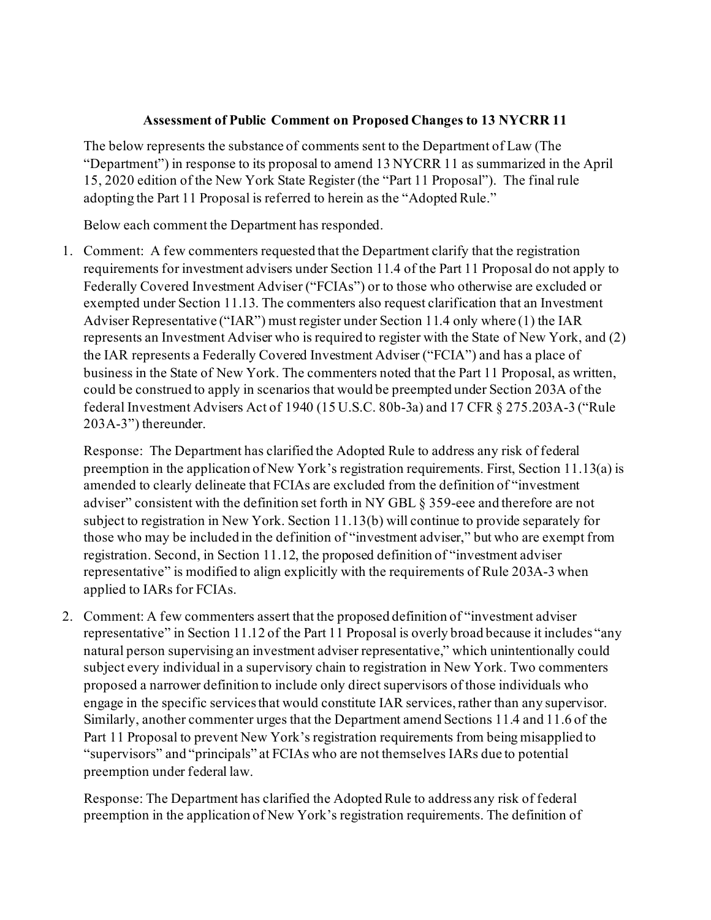**Assessment of Public Comment on Proposed Changes to 13 NYCRR 11**

The below represents the substance of comments sent to the Department of Law (The "Department") in response to its proposal to amend 13 NYCRR 11 as summarized in the April 15, 2020 edition of the New York State Register (the "Part 11 Proposal"). The final rule adopting the Part 11 Proposal is referred to herein as the "Adopted Rule."

Below each comment the Department has responded.

1. Comment: A few commenters requested that the Department clarify that the registration requirements for investment advisers under Section 11.4 of the Part 11 Proposal do not apply to Federally Covered Investment Adviser ("FCIAs") or to those who otherwise are excluded or exempted under Section 11.13. The commenters also request clarification that an Investment Adviser Representative ("IAR") must register under Section 11.4 only where (1) the IAR represents an Investment Adviser who is required to register with the State of New York, and (2) the IAR represents a Federally Covered Investment Adviser ("FCIA") and has a place of business in the State of New York. The commenters noted that the Part 11 Proposal, as written, could be construed to apply in scenarios that would be preempted under Section 203A of the federal Investment Advisers Act of 1940 (15 U.S.C. 80b-3a) and 17 CFR § 275.203A-3 ("Rule 203A-3") thereunder.

   Response: The Department has clarified the Adopted Rule to address any risk of federal preemption in the application of New York's registration requirements. First, Section 11.13(a) is amended to clearly delineate that FCIAs are excluded from the definition of "investment adviser" consistent with the definition set forth in NY GBL § 359-eee and therefore are not subject to registration in New York. Section 11.13(b) will continue to provide separately for those who may be included in the definition of "investment adviser," but who are exempt from registration. Second, in Section 11.12, the proposed definition of "investment adviser representative" is modified to align explicitly with the requirements of Rule 203A-3 when applied to IARs for FCIAs.

2. Comment: A few commenters assert that the proposed definition of "investment adviser representative" in Section 11.12 of the Part 11 Proposal is overly broad because it includes "any natural person supervising an investment adviser representative," which unintentionally could subject every individual in a supervisory chain to registration in New York. Two commenters proposed a narrower definition to include only direct supervisors of those individuals who engage in the specific services that would constitute IAR services, rather than any supervisor. Similarly, another commenter urges that the Department amend Sections 11.4 and 11.6 of the Part 11 Proposal to prevent New York's registration requirements from being misapplied to "supervisors" and "principals" at FCIAs who are not themselves IARs due to potential preemption under federal law.

   Response: The Department has clarified the Adopted Rule to address any risk of federal preemption in the application of New York's registration requirements. The definition of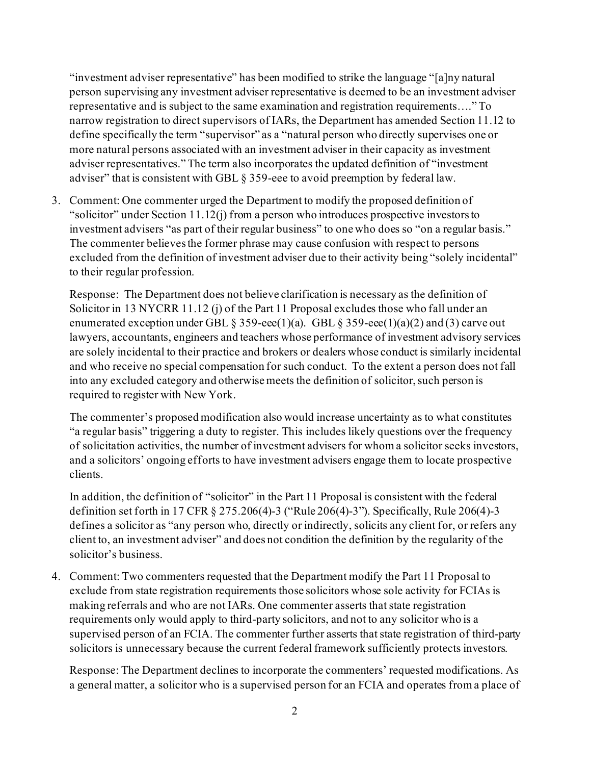"investment adviser representative" has been modified to strike the language "[a]ny natural person supervising any investment adviser representative is deemed to be an investment adviser representative and is subject to the same examination and registration requirements…." To narrow registration to direct supervisors of IARs, the Department has amended Section 11.12 to define specifically the term "supervisor" as a "natural person who directly supervises one or more natural persons associated with an investment adviser in their capacity as investment adviser representatives." The term also incorporates the updated definition of "investment adviser" that is consistent with GBL § 359-eee to avoid preemption by federal law.

3. Comment: One commenter urged the Department to modify the proposed definition of "solicitor" under Section 11.12(j) from a person who introduces prospective investors to investment advisers "as part of their regular business" to one who does so "on a regular basis." The commenter believes the former phrase may cause confusion with respect to persons excluded from the definition of investment adviser due to their activity being "solely incidental" to their regular profession.

   Response: The Department does not believe clarification is necessary as the definition of Solicitor in 13 NYCRR 11.12 (j) of the Part 11 Proposal excludes those who fall under an enumerated exception under GBL § 359-eee(1)(a). GBL § 359-eee(1)(a)(2) and (3) carve out lawyers, accountants, engineers and teachers whose performance of investment advisory services are solely incidental to their practice and brokers or dealers whose conduct is similarly incidental and who receive no special compensation for such conduct. To the extent a person does not fall into any excluded category and otherwise meets the definition of solicitor, such person is required to register with New York.

   The commenter's proposed modification also would increase uncertainty as to what constitutes "a regular basis" triggering a duty to register. This includes likely questions over the frequency of solicitation activities, the number of investment advisers for whom a solicitor seeks investors, and a solicitors' ongoing efforts to have investment advisers engage them to locate prospective clients.

   In addition, the definition of "solicitor" in the Part 11 Proposal is consistent with the federal definition set forth in 17 CFR § 275.206(4)-3 ("Rule 206(4)-3"). Specifically, Rule 206(4)-3 defines a solicitor as "any person who, directly or indirectly, solicits any client for, or refers any client to, an investment adviser" and does not condition the definition by the regularity of the solicitor's business.

4. Comment: Two commenters requested that the Department modify the Part 11 Proposal to exclude from state registration requirements those solicitors whose sole activity for FCIAs is making referrals and who are not IARs. One commenter asserts that state registration requirements only would apply to third-party solicitors, and not to any solicitor who is a supervised person of an FCIA. The commenter further asserts that state registration of third-party solicitors is unnecessary because the current federal framework sufficiently protects investors.

   Response: The Department declines to incorporate the commenters' requested modifications. As a general matter, a solicitor who is a supervised person for an FCIA and operates from a place of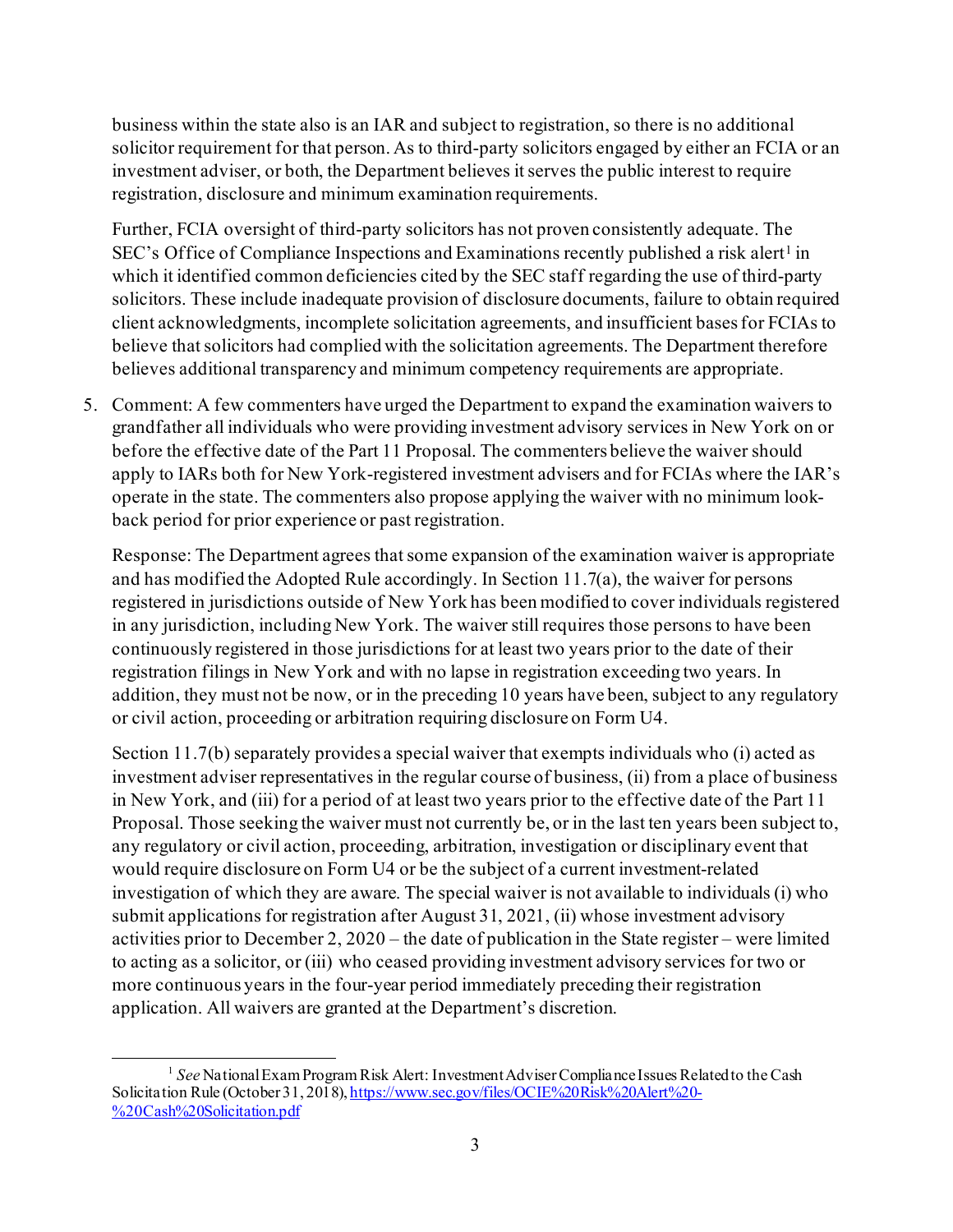business within the state also is an IAR and subject to registration, so there is no additional solicitor requirement for that person. As to third-party solicitors engaged by either an FCIA or an investment adviser, or both, the Department believes it serves the public interest to require registration, disclosure and minimum examination requirements.

Further, FCIA oversight of third-party solicitors has not proven consistently adequate. The SEC's Office of Compliance Inspections and Examinations recently published a risk alert[1] in which it identified common deficiencies cited by the SEC staff regarding the use of third-party solicitors. These include inadequate provision of disclosure documents, failure to obtain required client acknowledgments, incomplete solicitation agreements, and insufficient bases for FCIAs to believe that solicitors had complied with the solicitation agreements. The Department therefore believes additional transparency and minimum competency requirements are appropriate.

5. Comment: A few commenters have urged the Department to expand the examination waivers to grandfather all individuals who were providing investment advisory services in New York on or before the effective date of the Part 11 Proposal. The commenters believe the waiver should apply to IARs both for New York-registered investment advisers and for FCIAs where the IAR's operate in the state. The commenters also propose applying the waiver with no minimum look-back period for prior experience or past registration.

   Response: The Department agrees that some expansion of the examination waiver is appropriate and has modified the Adopted Rule accordingly. In Section 11.7(a), the waiver for persons registered in jurisdictions outside of New York has been modified to cover individuals registered in any jurisdiction, including New York. The waiver still requires those persons to have been continuously registered in those jurisdictions for at least two years prior to the date of their registration filings in New York and with no lapse in registration exceeding two years. In addition, they must not be now, or in the preceding 10 years have been, subject to any regulatory or civil action, proceeding or arbitration requiring disclosure on Form U4.

   Section 11.7(b) separately provides a special waiver that exempts individuals who (i) acted as investment adviser representatives in the regular course of business, (ii) from a place of business in New York, and (iii) for a period of at least two years prior to the effective date of the Part 11 Proposal. Those seeking the waiver must not currently be, or in the last ten years been subject to, any regulatory or civil action, proceeding, arbitration, investigation or disciplinary event that would require disclosure on Form U4 or be the subject of a current investment-related investigation of which they are aware. The special waiver is not available to individuals (i) who submit applications for registration after August 31, 2021, (ii) whose investment advisory activities prior to December 2, 2020 – the date of publication in the State register – were limited to acting as a solicitor, or (iii) who ceased providing investment advisory services for two or more continuous years in the four-year period immediately preceding their registration application. All waivers are granted at the Department's discretion.

---

[1] *See* National Exam Program Risk Alert: Investment Adviser Compliance Issues Related to the Cash Solicitation Rule (October 31, 2018), https://www.sec.gov/files/OCIE%20Risk%20Alert%20-%20Cash%20Solicitation.pdf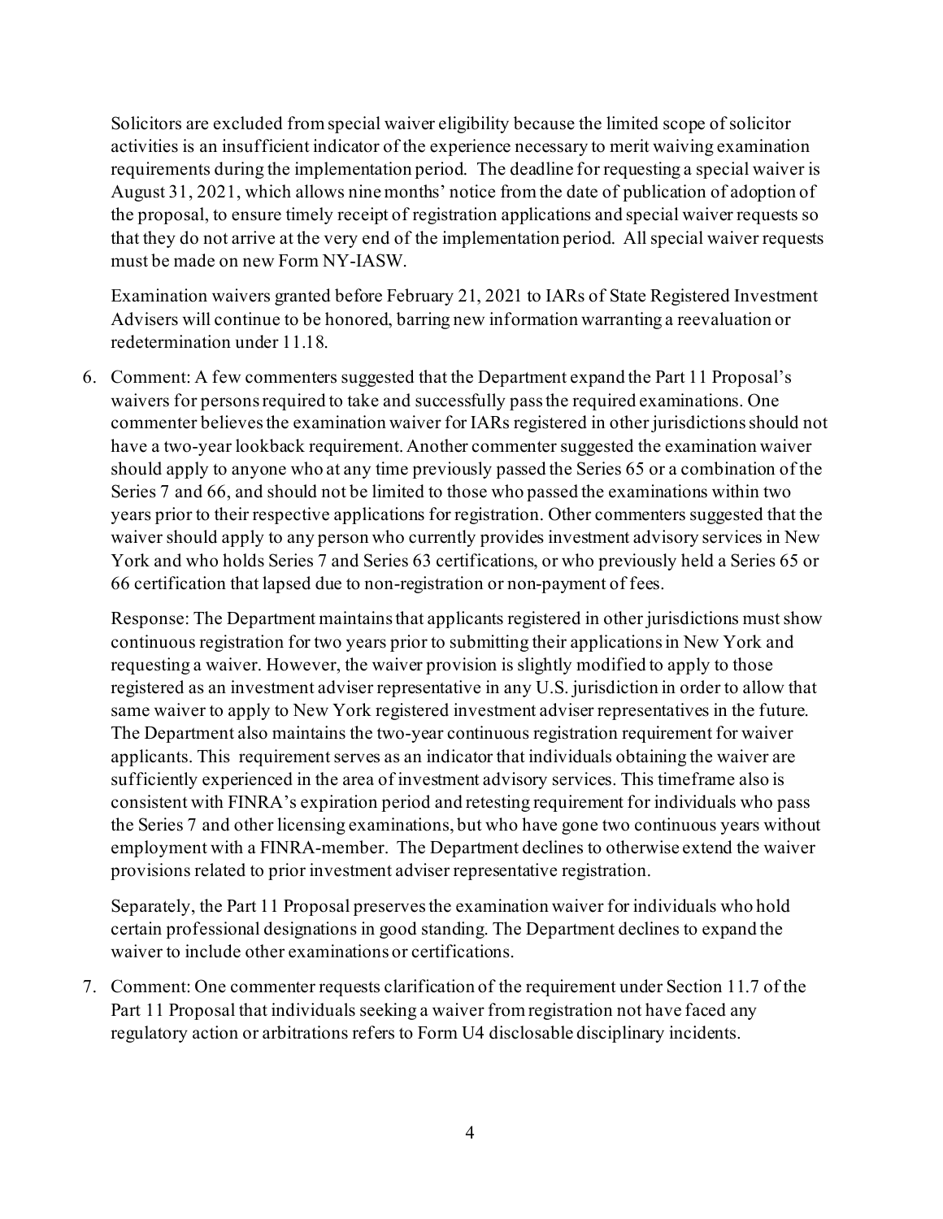Solicitors are excluded from special waiver eligibility because the limited scope of solicitor activities is an insufficient indicator of the experience necessary to merit waiving examination requirements during the implementation period. The deadline for requesting a special waiver is August 31, 2021, which allows nine months' notice from the date of publication of adoption of the proposal, to ensure timely receipt of registration applications and special waiver requests so that they do not arrive at the very end of the implementation period. All special waiver requests must be made on new Form NY-IASW.

Examination waivers granted before February 21, 2021 to IARs of State Registered Investment Advisers will continue to be honored, barring new information warranting a reevaluation or redetermination under 11.18.

6. Comment: A few commenters suggested that the Department expand the Part 11 Proposal's waivers for persons required to take and successfully pass the required examinations. One commenter believes the examination waiver for IARs registered in other jurisdictions should not have a two-year lookback requirement. Another commenter suggested the examination waiver should apply to anyone who at any time previously passed the Series 65 or a combination of the Series 7 and 66, and should not be limited to those who passed the examinations within two years prior to their respective applications for registration. Other commenters suggested that the waiver should apply to any person who currently provides investment advisory services in New York and who holds Series 7 and Series 63 certifications, or who previously held a Series 65 or 66 certification that lapsed due to non-registration or non-payment of fees.

   Response: The Department maintains that applicants registered in other jurisdictions must show continuous registration for two years prior to submitting their applications in New York and requesting a waiver. However, the waiver provision is slightly modified to apply to those registered as an investment adviser representative in any U.S. jurisdiction in order to allow that same waiver to apply to New York registered investment adviser representatives in the future. The Department also maintains the two-year continuous registration requirement for waiver applicants. This requirement serves as an indicator that individuals obtaining the waiver are sufficiently experienced in the area of investment advisory services. This timeframe also is consistent with FINRA's expiration period and retesting requirement for individuals who pass the Series 7 and other licensing examinations, but who have gone two continuous years without employment with a FINRA-member. The Department declines to otherwise extend the waiver provisions related to prior investment adviser representative registration.

   Separately, the Part 11 Proposal preserves the examination waiver for individuals who hold certain professional designations in good standing. The Department declines to expand the waiver to include other examinations or certifications.

7. Comment: One commenter requests clarification of the requirement under Section 11.7 of the Part 11 Proposal that individuals seeking a waiver from registration not have faced any regulatory action or arbitrations refers to Form U4 disclosable disciplinary incidents.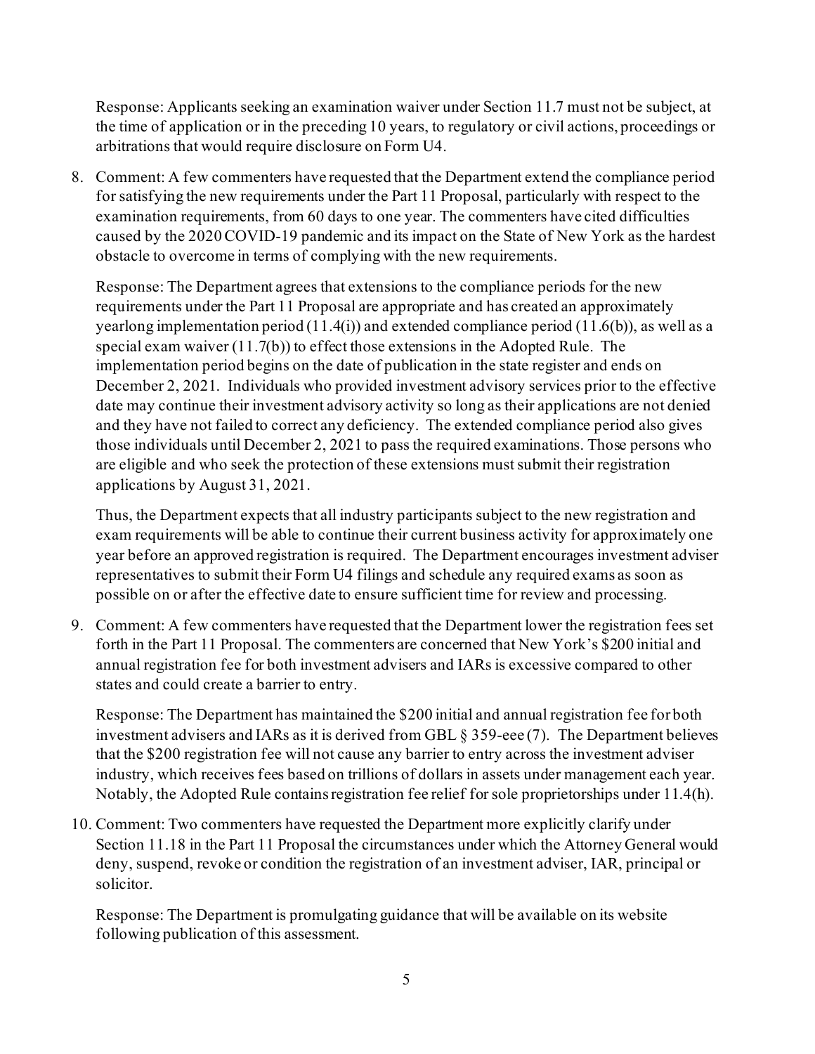Response: Applicants seeking an examination waiver under Section 11.7 must not be subject, at the time of application or in the preceding 10 years, to regulatory or civil actions, proceedings or arbitrations that would require disclosure on Form U4.

8. Comment: A few commenters have requested that the Department extend the compliance period for satisfying the new requirements under the Part 11 Proposal, particularly with respect to the examination requirements, from 60 days to one year. The commenters have cited difficulties caused by the 2020 COVID-19 pandemic and its impact on the State of New York as the hardest obstacle to overcome in terms of complying with the new requirements.

   Response: The Department agrees that extensions to the compliance periods for the new requirements under the Part 11 Proposal are appropriate and has created an approximately yearlong implementation period (11.4(i)) and extended compliance period (11.6(b)), as well as a special exam waiver (11.7(b)) to effect those extensions in the Adopted Rule. The implementation period begins on the date of publication in the state register and ends on December 2, 2021. Individuals who provided investment advisory services prior to the effective date may continue their investment advisory activity so long as their applications are not denied and they have not failed to correct any deficiency. The extended compliance period also gives those individuals until December 2, 2021 to pass the required examinations. Those persons who are eligible and who seek the protection of these extensions must submit their registration applications by August 31, 2021.

   Thus, the Department expects that all industry participants subject to the new registration and exam requirements will be able to continue their current business activity for approximately one year before an approved registration is required. The Department encourages investment adviser representatives to submit their Form U4 filings and schedule any required exams as soon as possible on or after the effective date to ensure sufficient time for review and processing.

9. Comment: A few commenters have requested that the Department lower the registration fees set forth in the Part 11 Proposal. The commenters are concerned that New York's $200 initial and annual registration fee for both investment advisers and IARs is excessive compared to other states and could create a barrier to entry.

   Response: The Department has maintained the $200 initial and annual registration fee for both investment advisers and IARs as it is derived from GBL § 359-eee (7). The Department believes that the $200 registration fee will not cause any barrier to entry across the investment adviser industry, which receives fees based on trillions of dollars in assets under management each year. Notably, the Adopted Rule contains registration fee relief for sole proprietorships under 11.4(h).

10. Comment: Two commenters have requested the Department more explicitly clarify under Section 11.18 in the Part 11 Proposal the circumstances under which the Attorney General would deny, suspend, revoke or condition the registration of an investment adviser, IAR, principal or solicitor.

    Response: The Department is promulgating guidance that will be available on its website following publication of this assessment.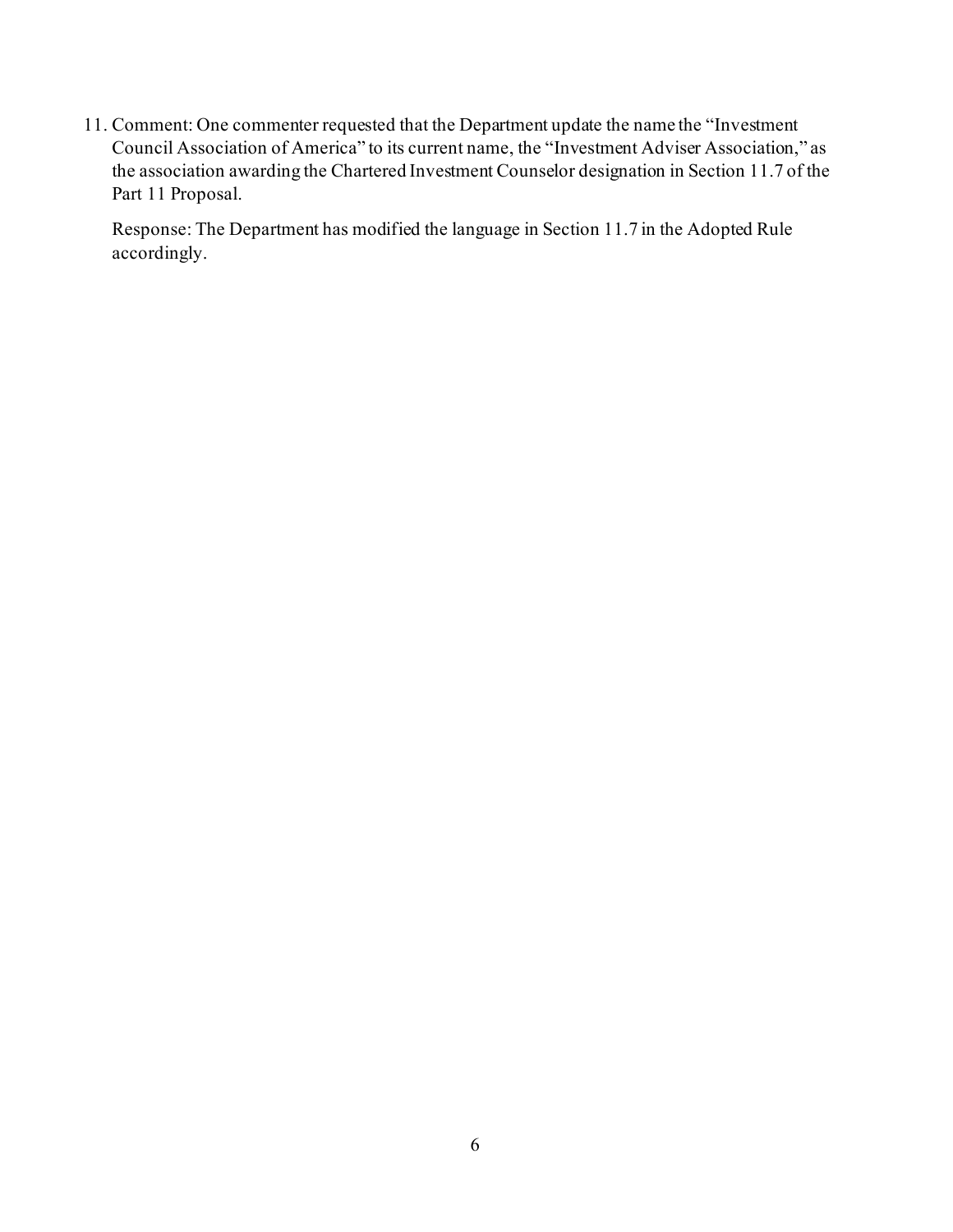11. Comment: One commenter requested that the Department update the name the "Investment Council Association of America" to its current name, the "Investment Adviser Association," as the association awarding the Chartered Investment Counselor designation in Section 11.7 of the Part 11 Proposal.

    Response: The Department has modified the language in Section 11.7 in the Adopted Rule accordingly.